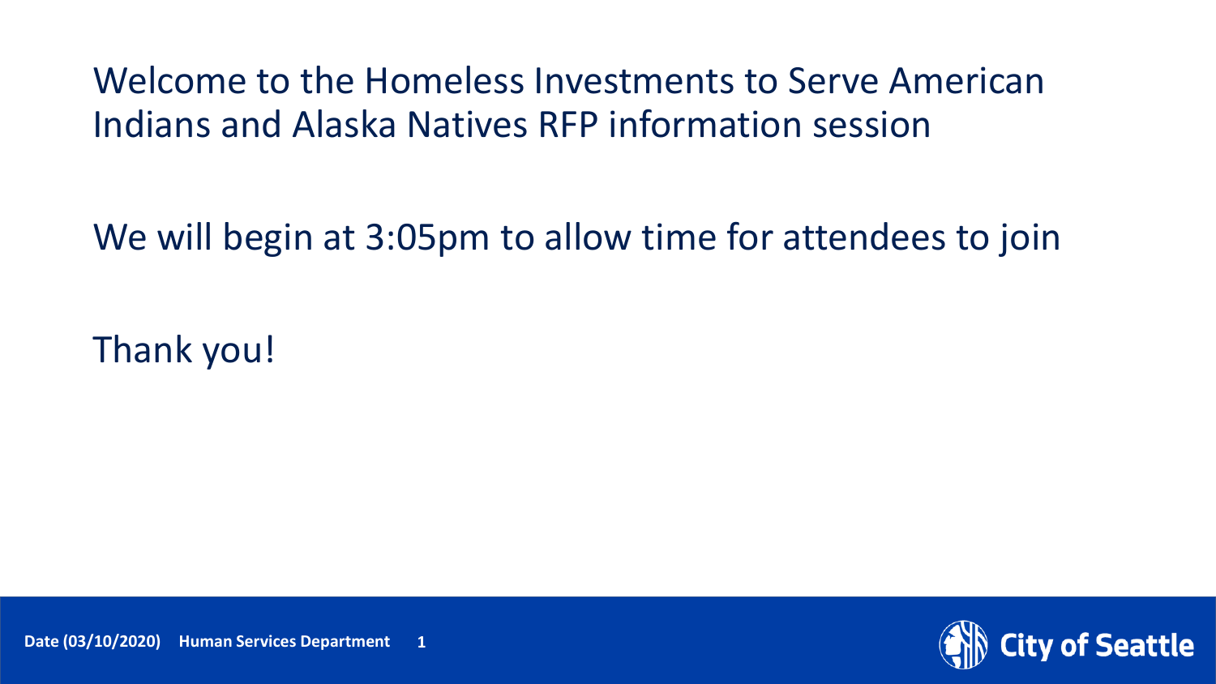Welcome to the Homeless Investments to Serve American Indians and Alaska Natives RFP information session

We will begin at 3:05pm to allow time for attendees to join

Thank you!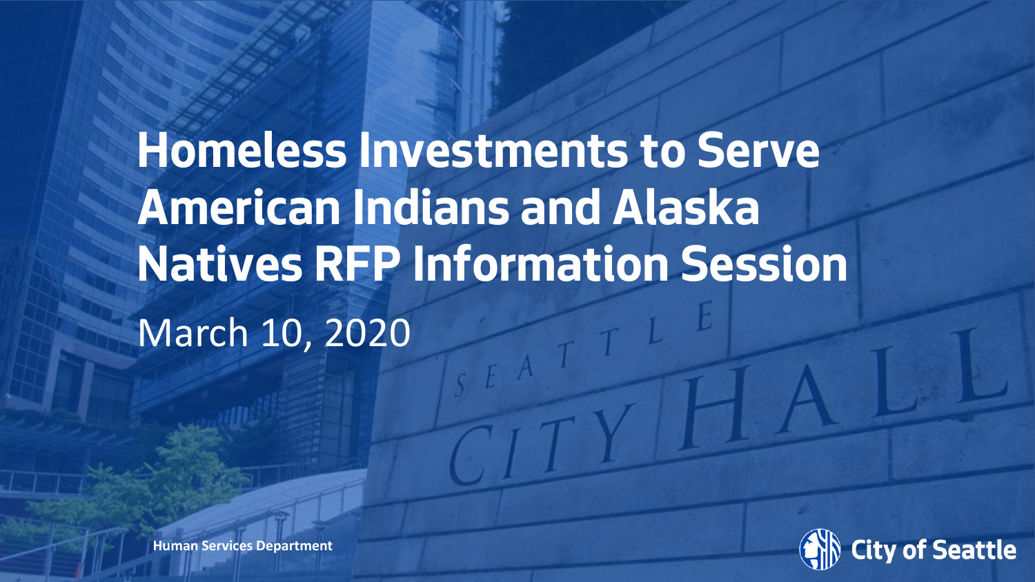# Homeless Investments to Serve American Indians and Alaska Natives RFP Information Session

March 10, 2020

Human Services Department

City of Seattle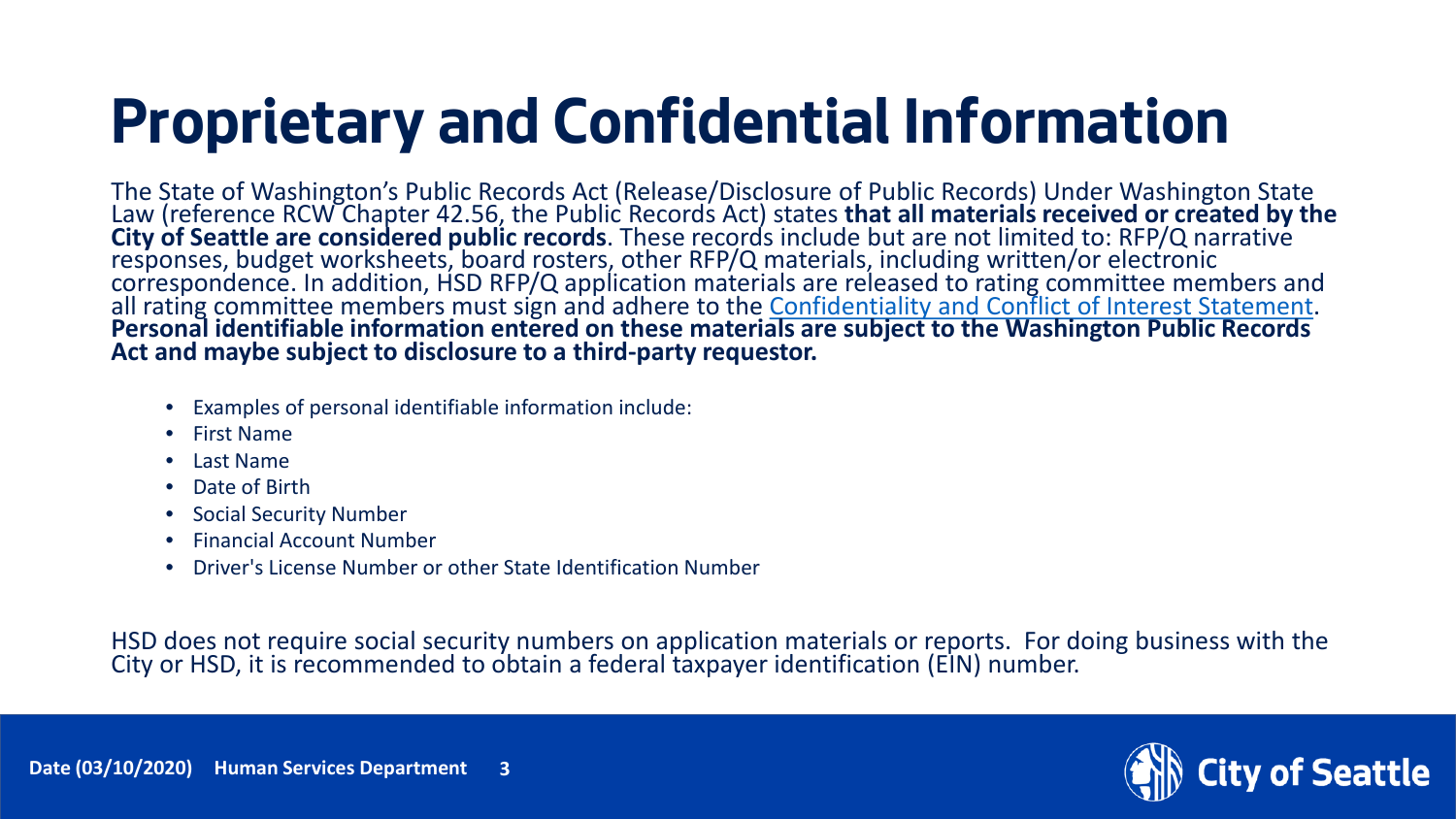# Proprietary and Confidential Information

The State of Washington's Public Records Act (Release/Disclosure of Public Records) Under Washington State Law (reference RCW Chapter 42.56, the Public Records Act) states **that all materials received or created by the City of Seattle are considered public records**. These records include but are not limited to: RFP/Q narrative responses, budget worksheets, board rosters, other RFP/Q materials, including written/or electronic correspondence. In addition, HSD RFP/Q application materials are released to rating committee members and all rating committee members must sign and adhere to the Confidentiality and Conflict of Interest Statement. **Personal identifiable information entered on these materials are subject to the Washington Public Records Act and maybe subject to disclosure to a third-party requestor.**

- Examples of personal identifiable information include:
- First Name
- Last Name
- Date of Birth
- Social Security Number
- Financial Account Number
- Driver's License Number or other State Identification Number

HSD does not require social security numbers on application materials or reports. For doing business with the City or HSD, it is recommended to obtain a federal taxpayer identification (EIN) number.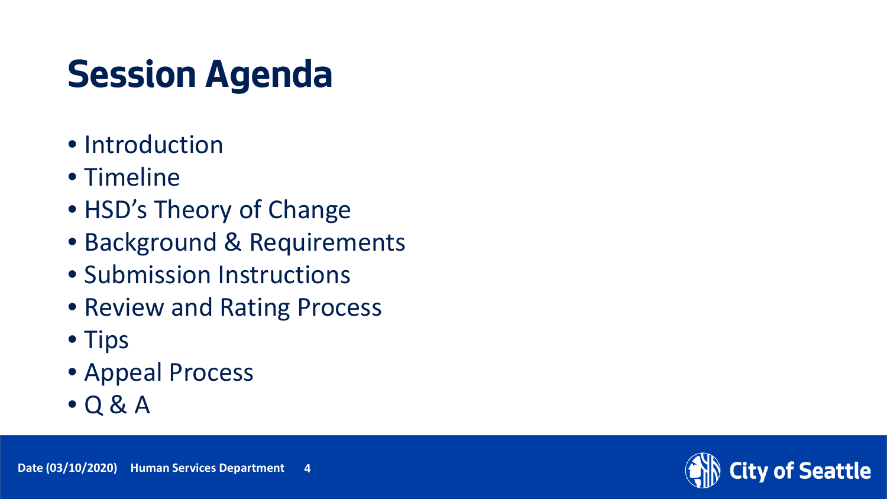# Session Agenda

- Introduction
- Timeline
- HSD’s Theory of Change
- Background & Requirements
- Submission Instructions
- Review and Rating Process
- Tips
- Appeal Process
- Q & A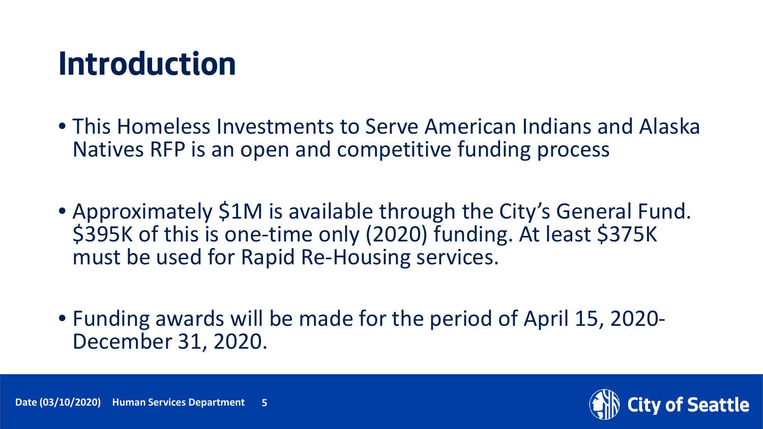# Introduction

- This Homeless Investments to Serve American Indians and Alaska Natives RFP is an open and competitive funding process
- Approximately $1M is available through the City's General Fund. $395K of this is one-time only (2020) funding. At least $375K must be used for Rapid Re-Housing services.
- Funding awards will be made for the period of April 15, 2020-December 31, 2020.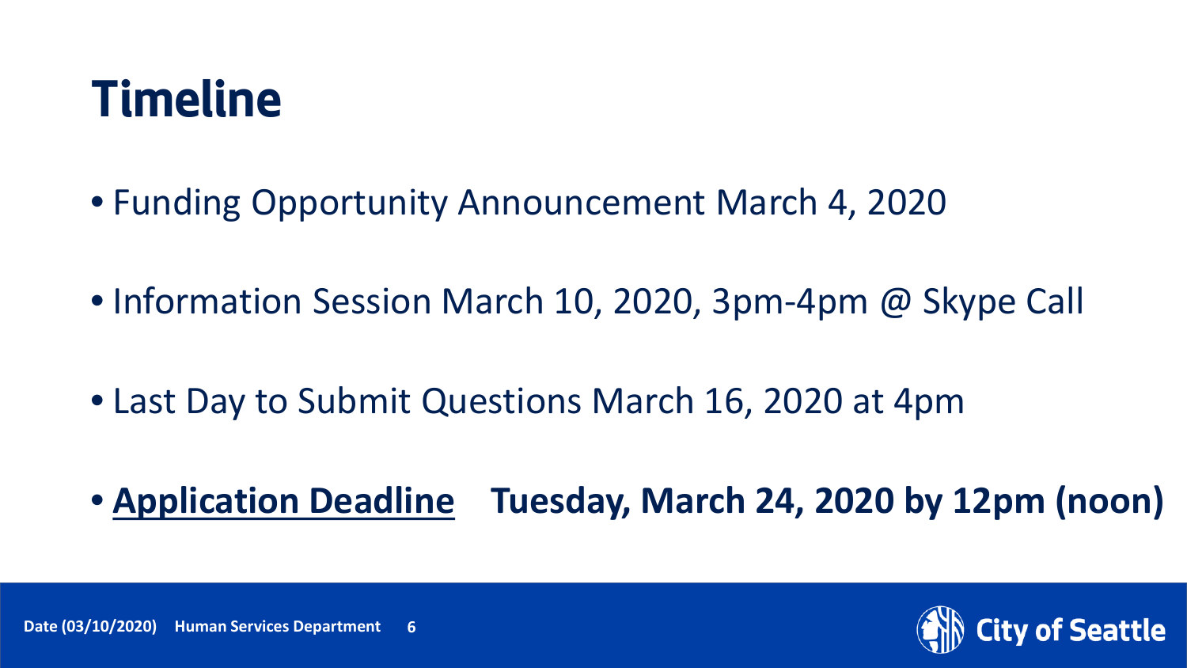# Timeline

- Funding Opportunity Announcement March 4, 2020
- Information Session March 10, 2020, 3pm-4pm @ Skype Call
- Last Day to Submit Questions March 16, 2020 at 4pm
- **<u>Application Deadline</u>** **Tuesday, March 24, 2020 by 12pm (noon)**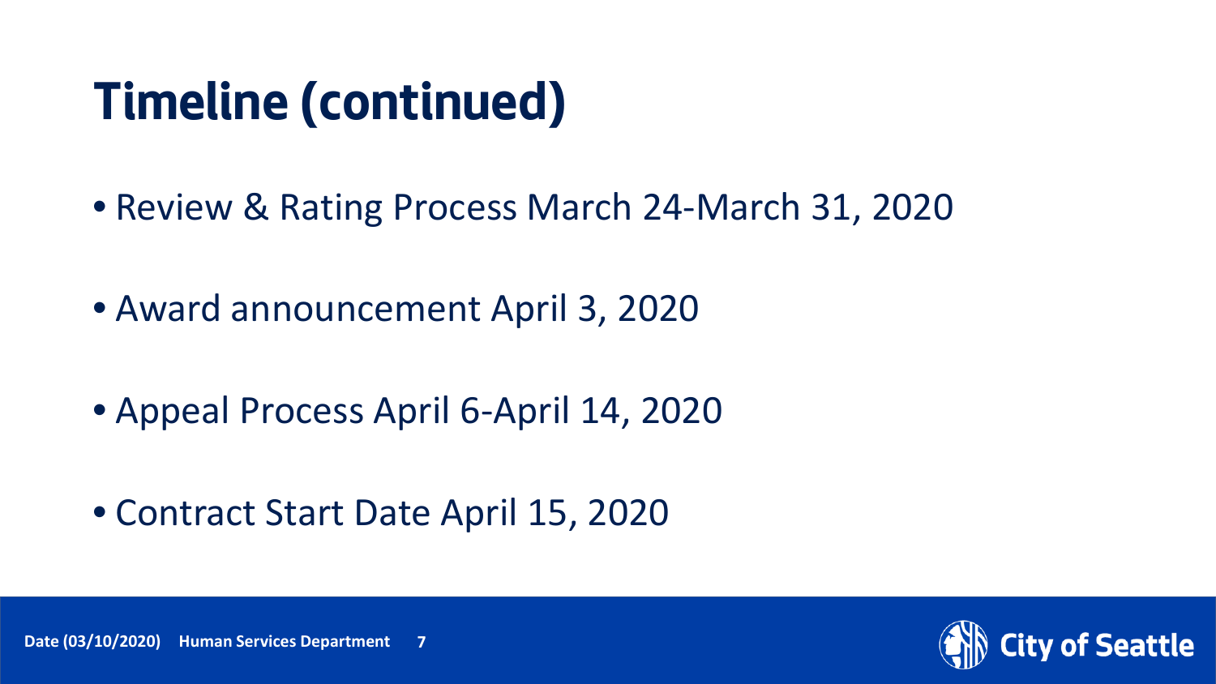# Timeline (continued)

- Review & Rating Process March 24-March 31, 2020
- Award announcement April 3, 2020
- Appeal Process April 6-April 14, 2020
- Contract Start Date April 15, 2020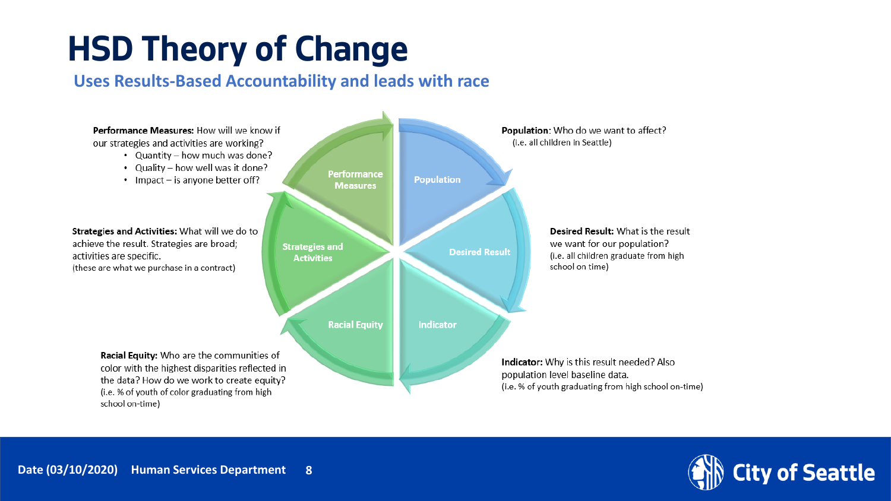# HSD Theory of Change

## Uses Results-Based Accountability and leads with race

**Population**: Who do we want to affect?
(i.e. all children in Seattle)

**Desired Result:** What is the result we want for our population?
(i.e. all children graduate from high school on time)

**Indicator:** Why is this result needed? Also population level baseline data.
(i.e. % of youth graduating from high school on-time)

**Racial Equity:** Who are the communities of color with the highest disparities reflected in the data? How do we work to create equity?
(i.e. % of youth of color graduating from high school on-time)

**Strategies and Activities:** What will we do to achieve the result. Strategies are broad; activities are specific.
(these are what we purchase in a contract)

**Performance Measures:** How will we know if our strategies and activities are working?

- Quantity – how much was done?
- Quality – how well was it done?
- Impact – is anyone better off?

Population → Desired Result → Indicator → Racial Equity → Strategies and Activities → Performance Measures

Date (03/10/2020) Human Services Department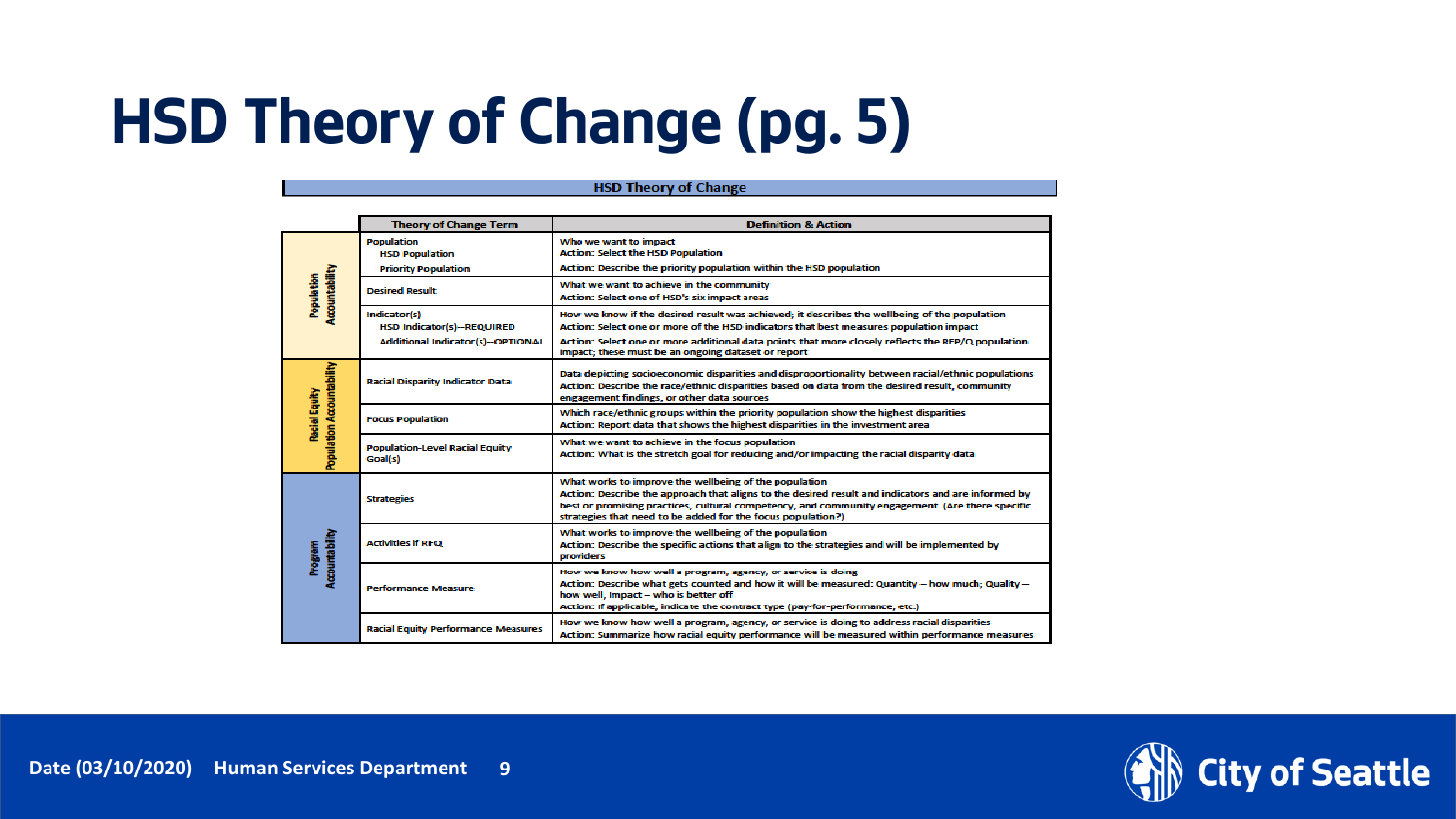# HSD Theory of Change (pg. 5)

**HSD Theory of Change**

| | Theory of Change Term | Definition & Action |
|---|---|---|
| Population Accountability | Population<br>HSD Population<br>Priority Population | Who we want to impact<br>Action: Select the HSD Population<br>Action: Describe the priority population within the HSD population |
| | Desired Result | What we want to achieve in the community<br>Action: Select one of HSD's six impact areas |
| | Indicator(s)<br>HSD Indicator(s)—REQUIRED<br>Additional Indicator(s)—OPTIONAL | How we know if the desired result was achieved; it describes the wellbeing of the population<br>Action: Select one or more of the HSD indicators that best measures population impact<br>Action: Select one or more additional data points that more closely reflects the RFP/Q population impact; these must be an ongoing dataset or report |
| Racial Equity Population Accountability | Racial Disparity Indicator Data | Data depicting socioeconomic disparities and disproportionality between racial/ethnic populations<br>Action: Describe the race/ethnic disparities based on data from the desired result, community engagement findings, or other data sources |
| | Focus Population | Which race/ethnic groups within the priority population show the highest disparities<br>Action: Report data that shows the highest disparities in the investment area |
| | Population-Level Racial Equity Goal(s) | What we want to achieve in the focus population<br>Action: What is the stretch goal for reducing and/or impacting the racial disparity data |
| Program Accountability | Strategies | What works to improve the wellbeing of the population<br>Action: Describe the approach that aligns to the desired result and indicators and are informed by best or promising practices, cultural competency, and community engagement. (Are there specific strategies that need to be added for the focus population?) |
| | Activities if RFQ | What works to improve the wellbeing of the population<br>Action: Describe the specific actions that align to the strategies and will be implemented by providers |
| | Performance Measure | How we know how well a program, agency, or service is doing<br>Action: Describe what gets counted and how it will be measured: Quantity – how much; Quality – how well, Impact – who is better off<br>Action: If applicable, indicate the contract type (pay-for-performance, etc.) |
| | Racial Equity Performance Measures | How we know how well a program, agency, or service is doing to address racial disparities<br>Action: Summarize how racial equity performance will be measured within performance measures |

Date (03/10/2020) Human Services Department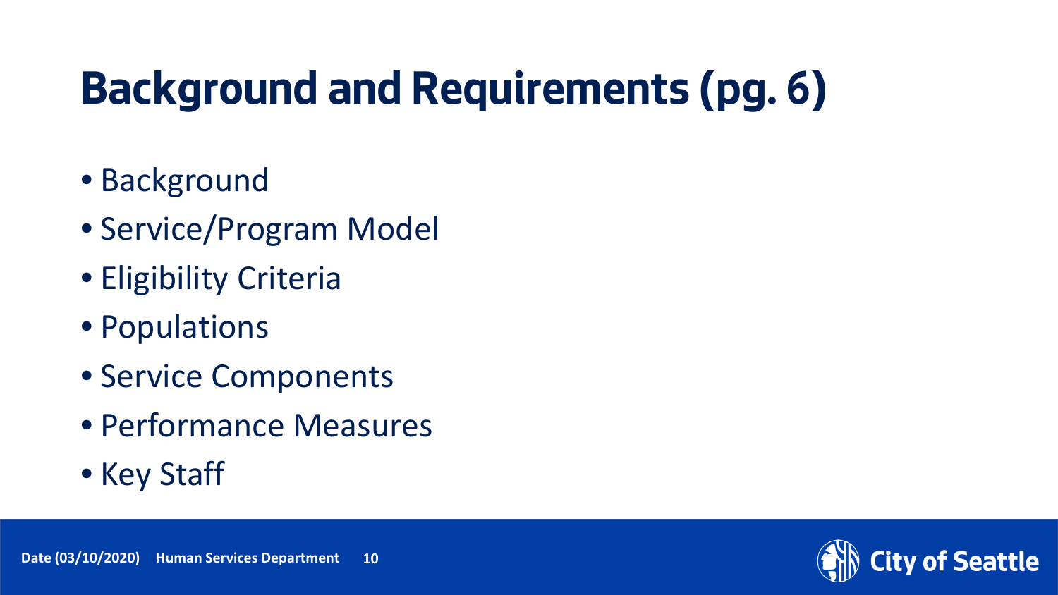# Background and Requirements (pg. 6)

- Background
- Service/Program Model
- Eligibility Criteria
- Populations
- Service Components
- Performance Measures
- Key Staff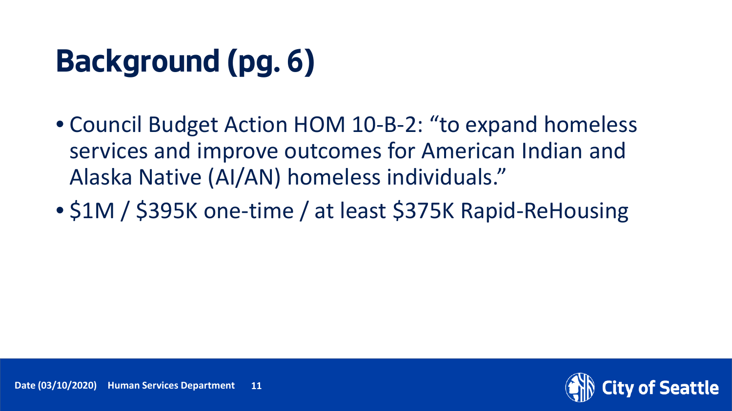# Background (pg. 6)

- Council Budget Action HOM 10-B-2: "to expand homeless services and improve outcomes for American Indian and Alaska Native (AI/AN) homeless individuals."
- $1M / $395K one-time / at least $375K Rapid-ReHousing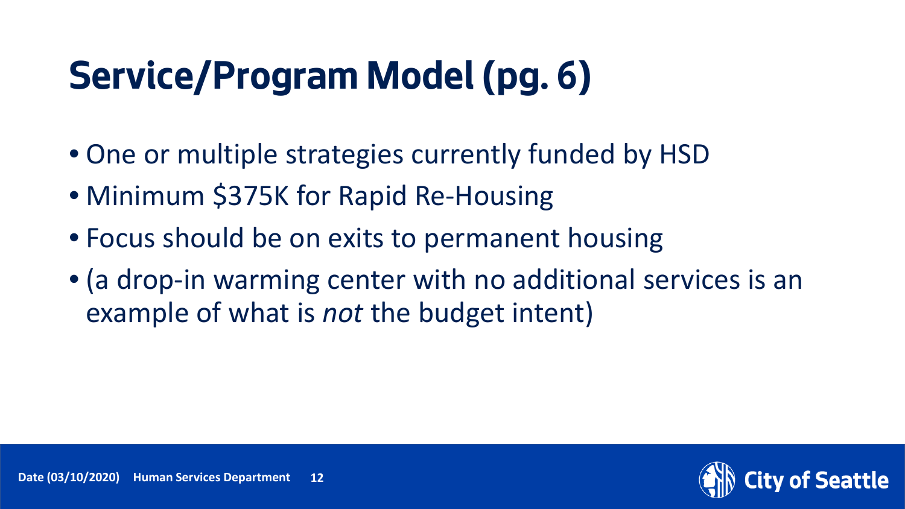# Service/Program Model (pg. 6)

- One or multiple strategies currently funded by HSD
- Minimum $375K for Rapid Re-Housing
- Focus should be on exits to permanent housing
- (a drop-in warming center with no additional services is an example of what is *not* the budget intent)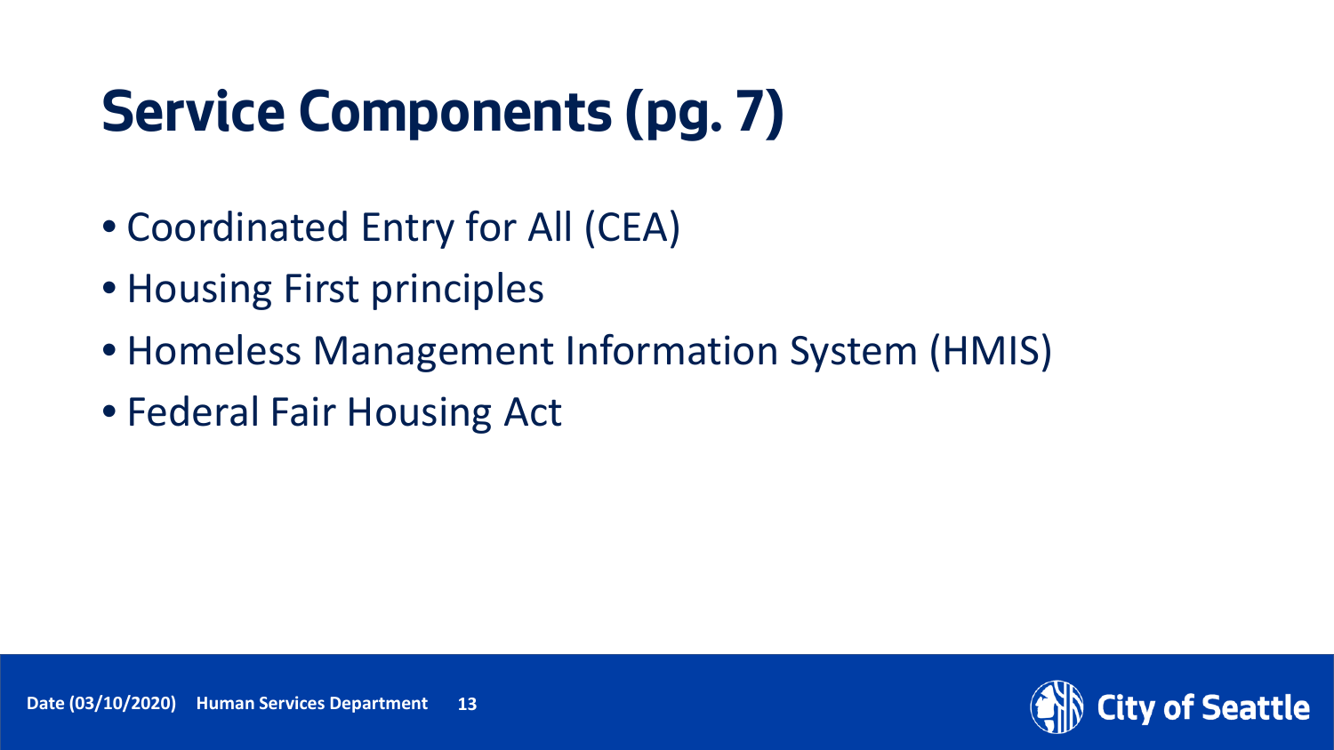# Service Components (pg. 7)

- Coordinated Entry for All (CEA)
- Housing First principles
- Homeless Management Information System (HMIS)
- Federal Fair Housing Act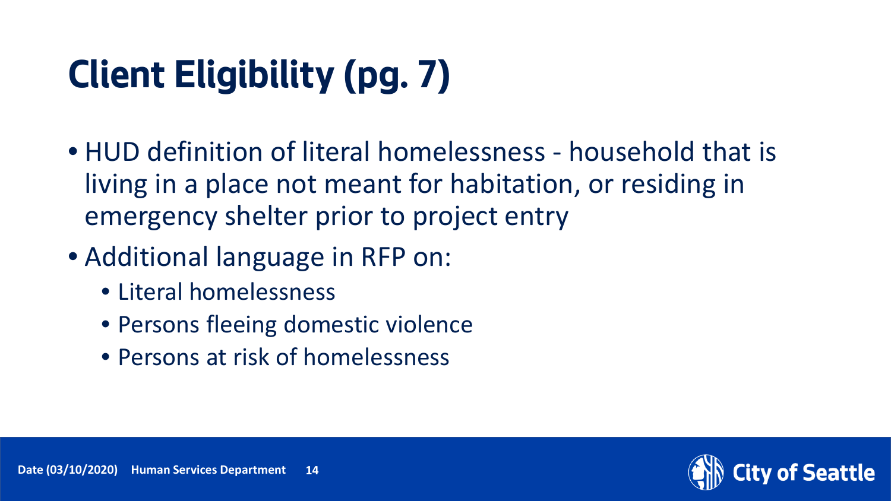# Client Eligibility (pg. 7)

- HUD definition of literal homelessness - household that is living in a place not meant for habitation, or residing in emergency shelter prior to project entry
- Additional language in RFP on:
  - Literal homelessness
  - Persons fleeing domestic violence
  - Persons at risk of homelessness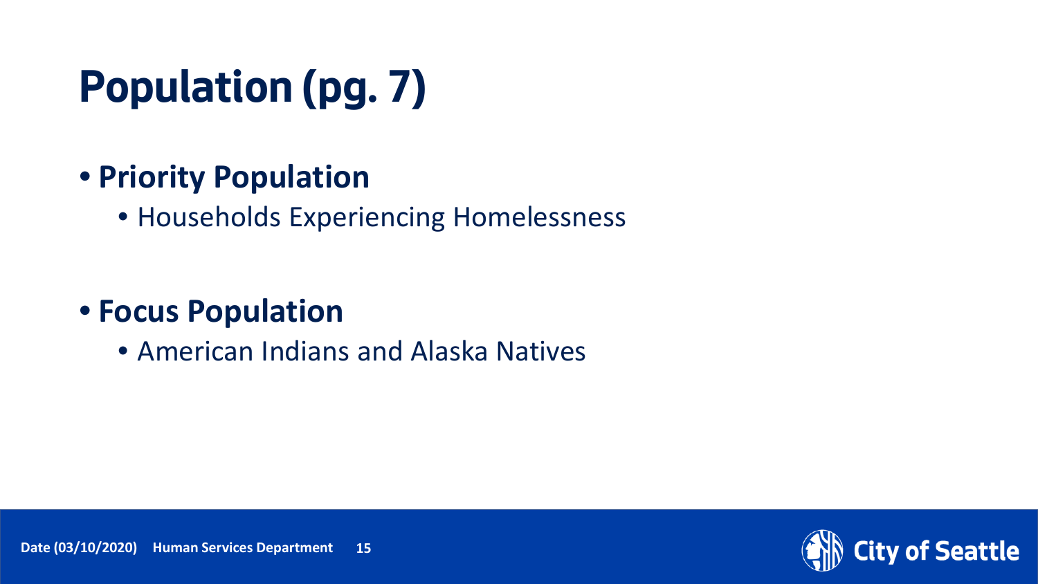# Population (pg. 7)

- **Priority Population**
  - Households Experiencing Homelessness

- **Focus Population**
  - American Indians and Alaska Natives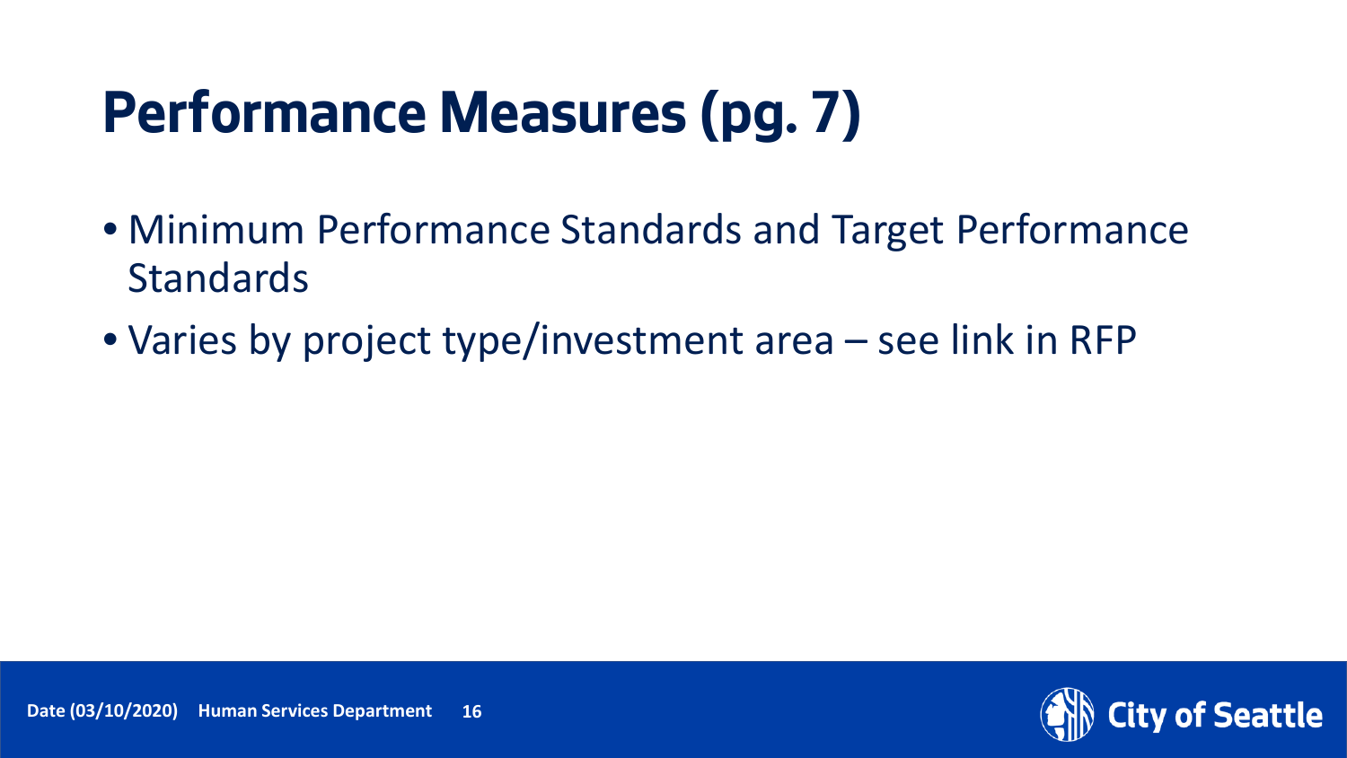# Performance Measures (pg. 7)

- Minimum Performance Standards and Target Performance Standards
- Varies by project type/investment area – see link in RFP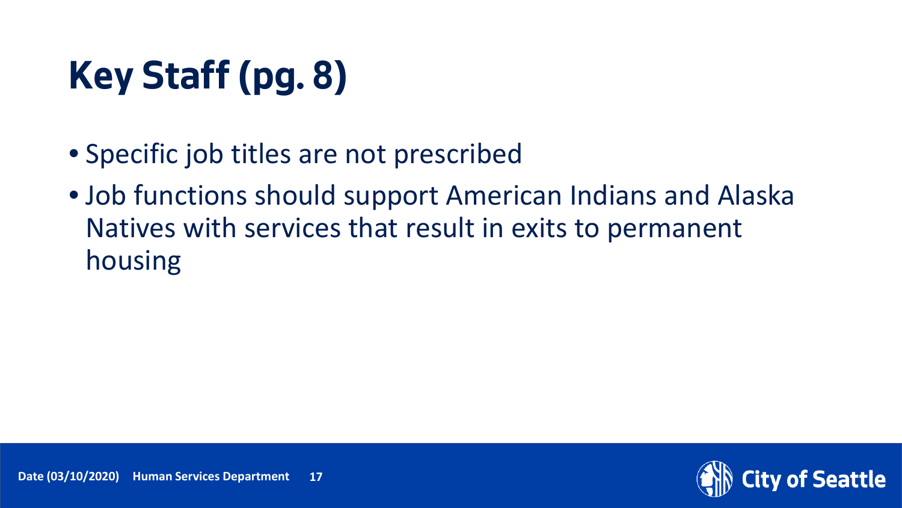# Key Staff (pg. 8)

- Specific job titles are not prescribed
- Job functions should support American Indians and Alaska Natives with services that result in exits to permanent housing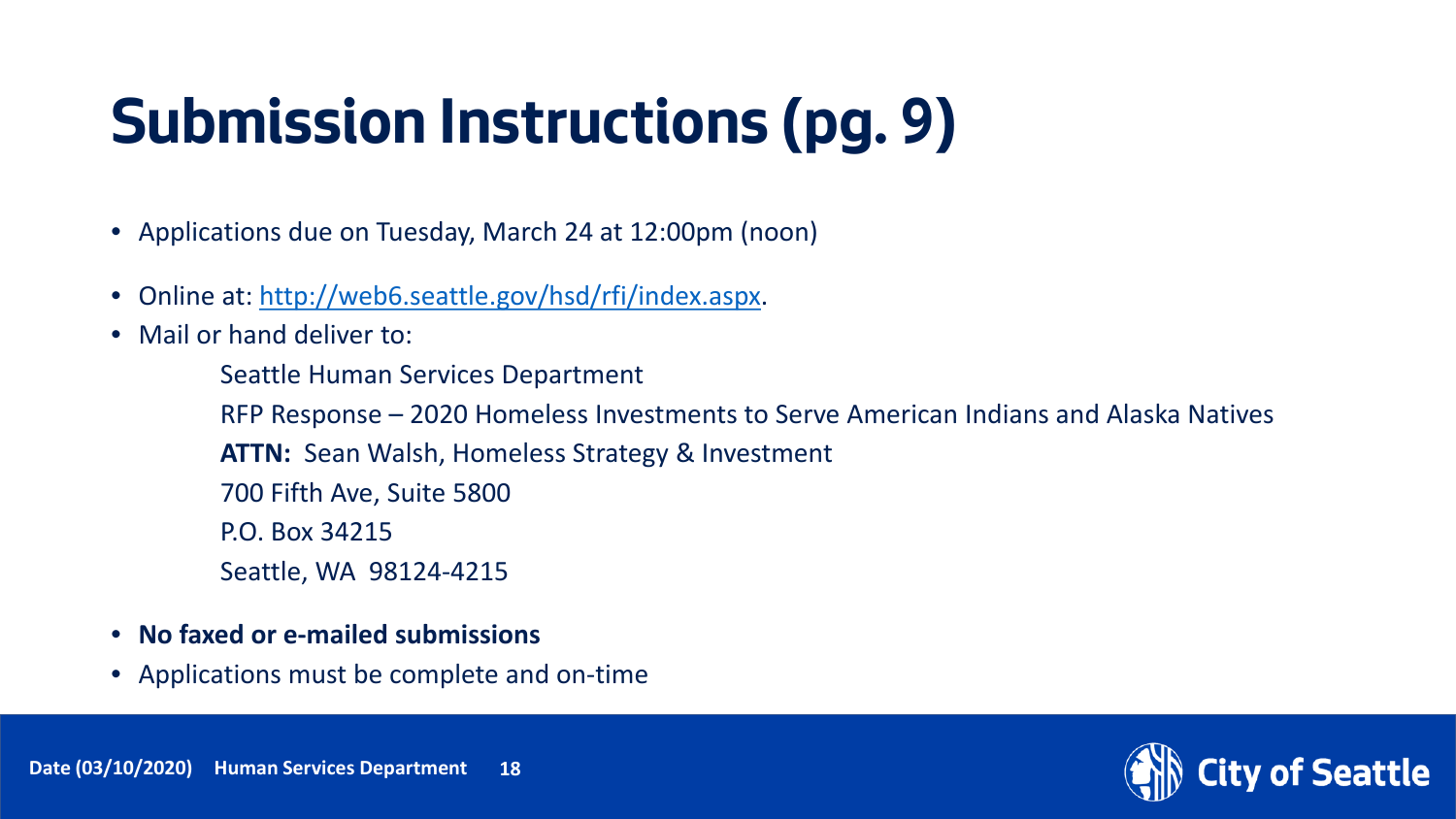# Submission Instructions (pg. 9)

- Applications due on Tuesday, March 24 at 12:00pm (noon)
- Online at: [http://web6.seattle.gov/hsd/rfi/index.aspx](http://web6.seattle.gov/hsd/rfi/index.aspx).
- Mail or hand deliver to:

  Seattle Human Services Department
  RFP Response – 2020 Homeless Investments to Serve American Indians and Alaska Natives
  **ATTN:** Sean Walsh, Homeless Strategy & Investment
  700 Fifth Ave, Suite 5800
  P.O. Box 34215
  Seattle, WA 98124-4215

- **No faxed or e-mailed submissions**
- Applications must be complete and on-time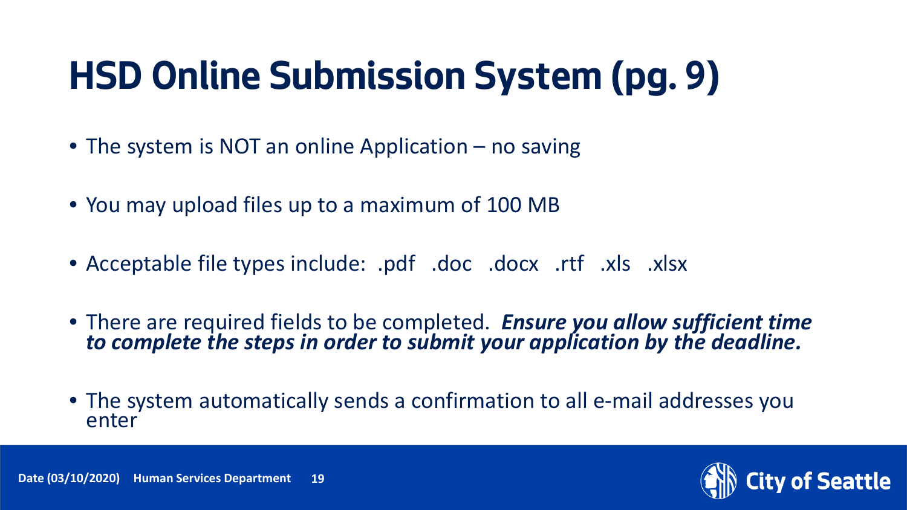# HSD Online Submission System (pg. 9)

- The system is NOT an online Application – no saving
- You may upload files up to a maximum of 100 MB
- Acceptable file types include: .pdf .doc .docx .rtf .xls .xlsx
- There are required fields to be completed. ***Ensure you allow sufficient time to complete the steps in order to submit your application by the deadline.***
- The system automatically sends a confirmation to all e-mail addresses you enter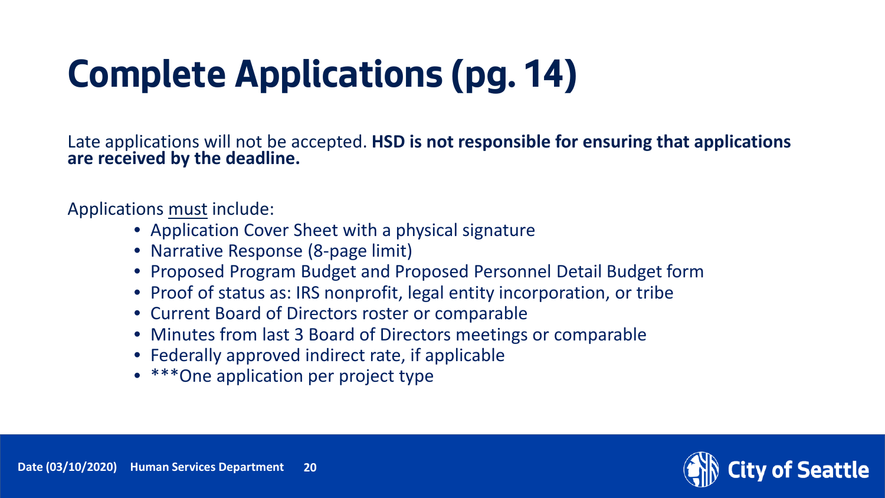# Complete Applications (pg. 14)

Late applications will not be accepted. **HSD is not responsible for ensuring that applications are received by the deadline.**

Applications must include:

- Application Cover Sheet with a physical signature
- Narrative Response (8-page limit)
- Proposed Program Budget and Proposed Personnel Detail Budget form
- Proof of status as: IRS nonprofit, legal entity incorporation, or tribe
- Current Board of Directors roster or comparable
- Minutes from last 3 Board of Directors meetings or comparable
- Federally approved indirect rate, if applicable
- ***One application per project type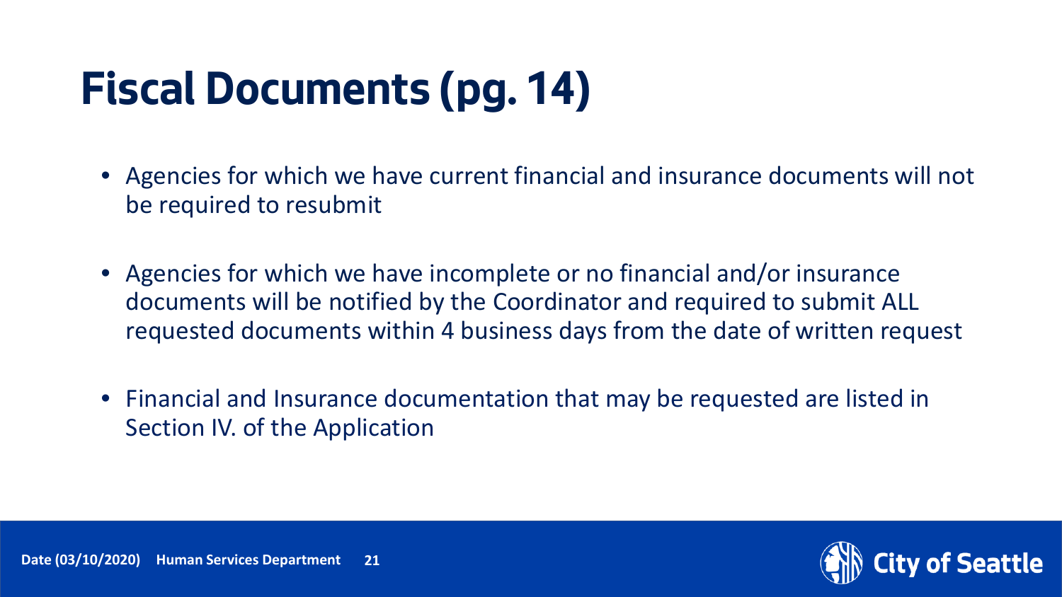# Fiscal Documents (pg. 14)

- Agencies for which we have current financial and insurance documents will not be required to resubmit
- Agencies for which we have incomplete or no financial and/or insurance documents will be notified by the Coordinator and required to submit ALL requested documents within 4 business days from the date of written request
- Financial and Insurance documentation that may be requested are listed in Section IV. of the Application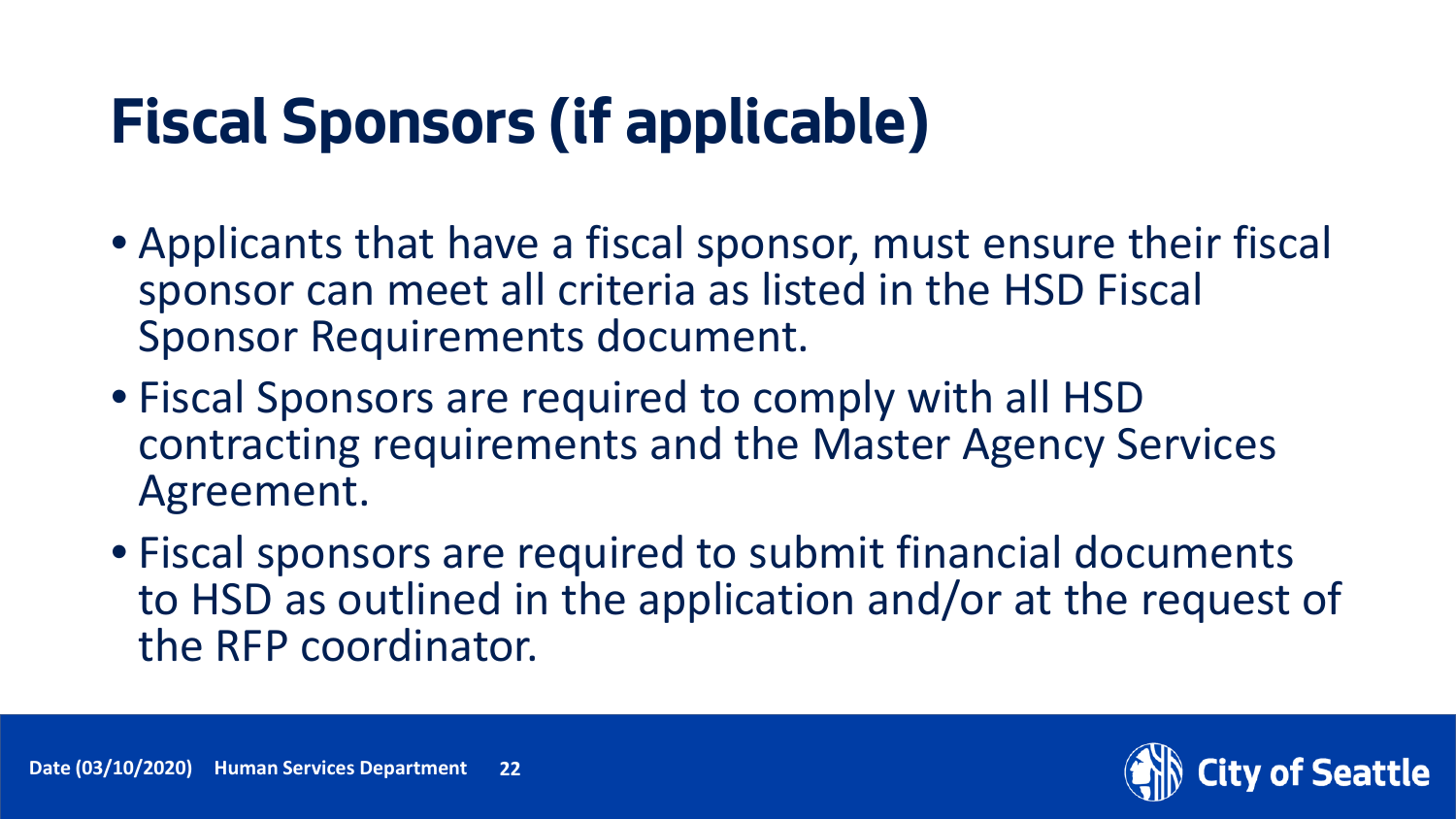# Fiscal Sponsors (if applicable)

- Applicants that have a fiscal sponsor, must ensure their fiscal sponsor can meet all criteria as listed in the HSD Fiscal Sponsor Requirements document.
- Fiscal Sponsors are required to comply with all HSD contracting requirements and the Master Agency Services Agreement.
- Fiscal sponsors are required to submit financial documents to HSD as outlined in the application and/or at the request of the RFP coordinator.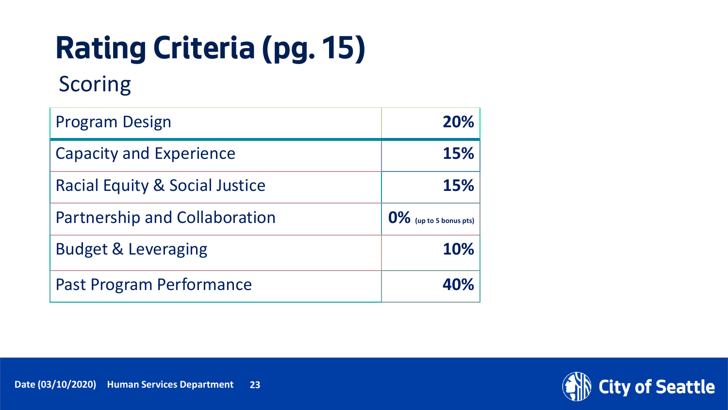# Rating Criteria (pg. 15)

## Scoring

| Criteria | Weight |
|---|---|
| Program Design | **20%** |
| Capacity and Experience | **15%** |
| Racial Equity & Social Justice | **15%** |
| Partnership and Collaboration | **0%** **(up to 5 bonus pts)** |
| Budget & Leveraging | **10%** |
| Past Program Performance | **40%** |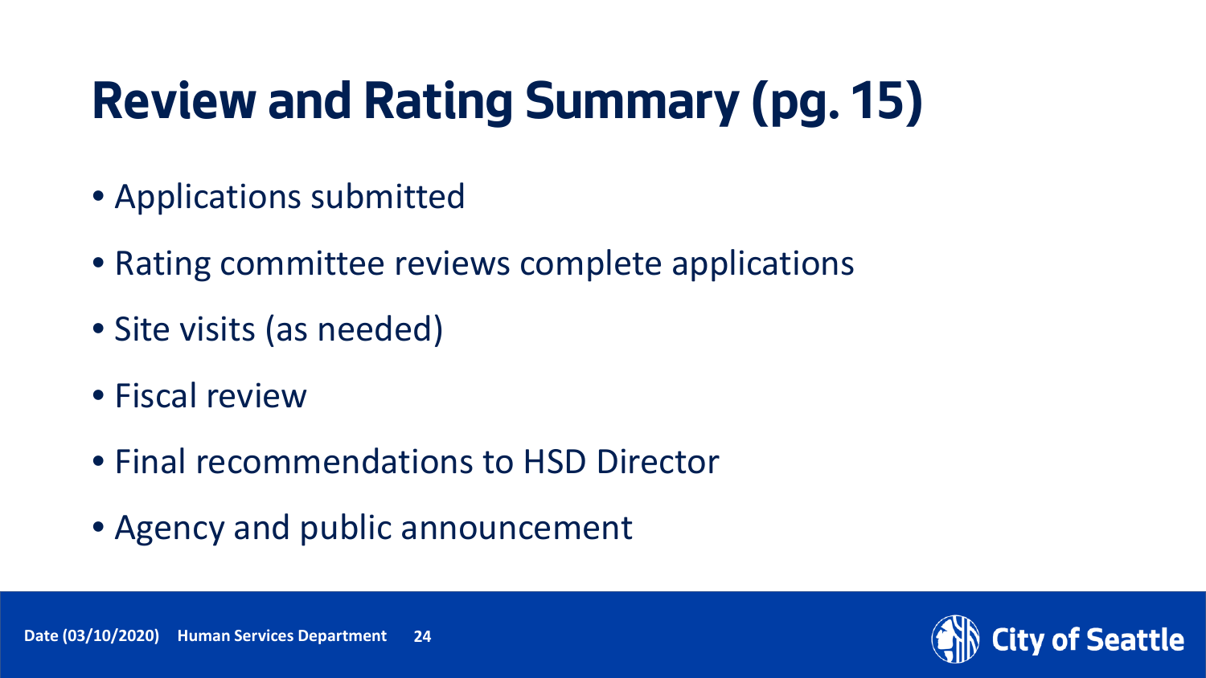# Review and Rating Summary (pg. 15)

- Applications submitted
- Rating committee reviews complete applications
- Site visits (as needed)
- Fiscal review
- Final recommendations to HSD Director
- Agency and public announcement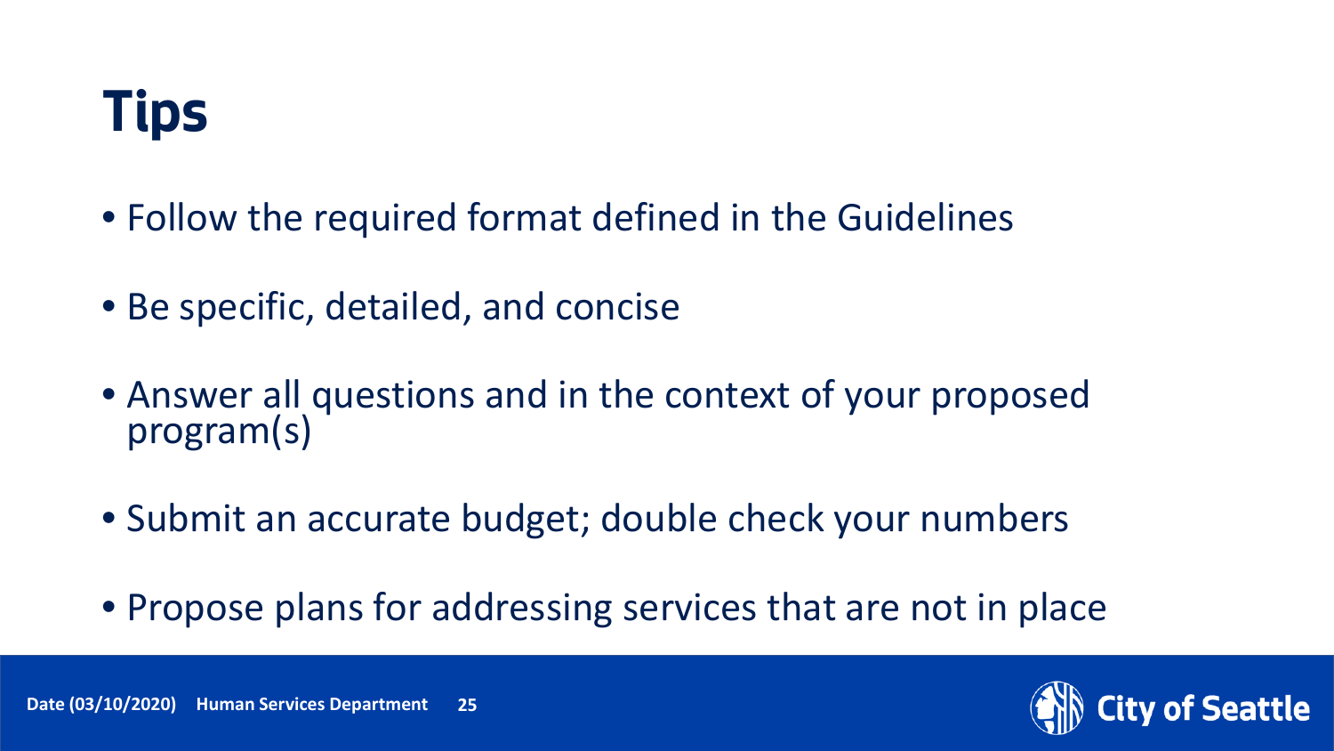# Tips

- Follow the required format defined in the Guidelines
- Be specific, detailed, and concise
- Answer all questions and in the context of your proposed program(s)
- Submit an accurate budget; double check your numbers
- Propose plans for addressing services that are not in place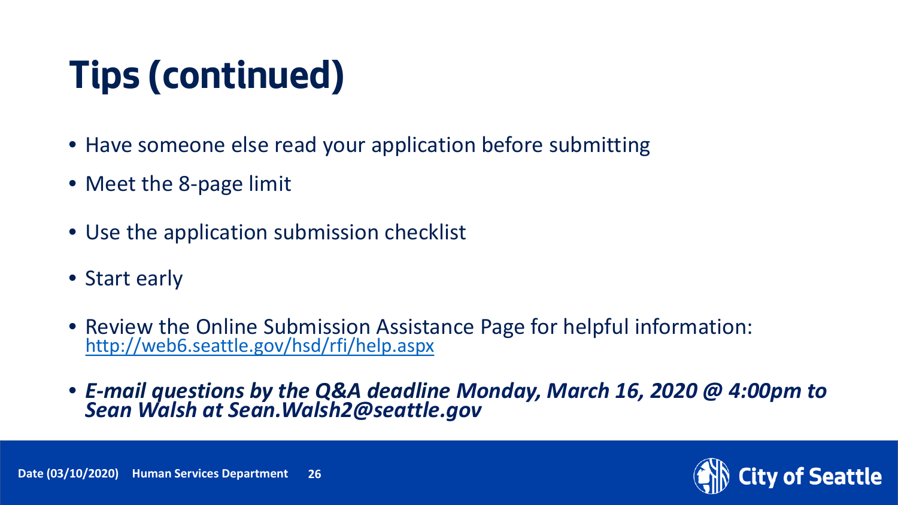# Tips (continued)

- Have someone else read your application before submitting
- Meet the 8-page limit
- Use the application submission checklist
- Start early
- Review the Online Submission Assistance Page for helpful information: http://web6.seattle.gov/hsd/rfi/help.aspx
- ***E-mail questions by the Q&A deadline Monday, March 16, 2020 @ 4:00pm to Sean Walsh at Sean.Walsh2@seattle.gov***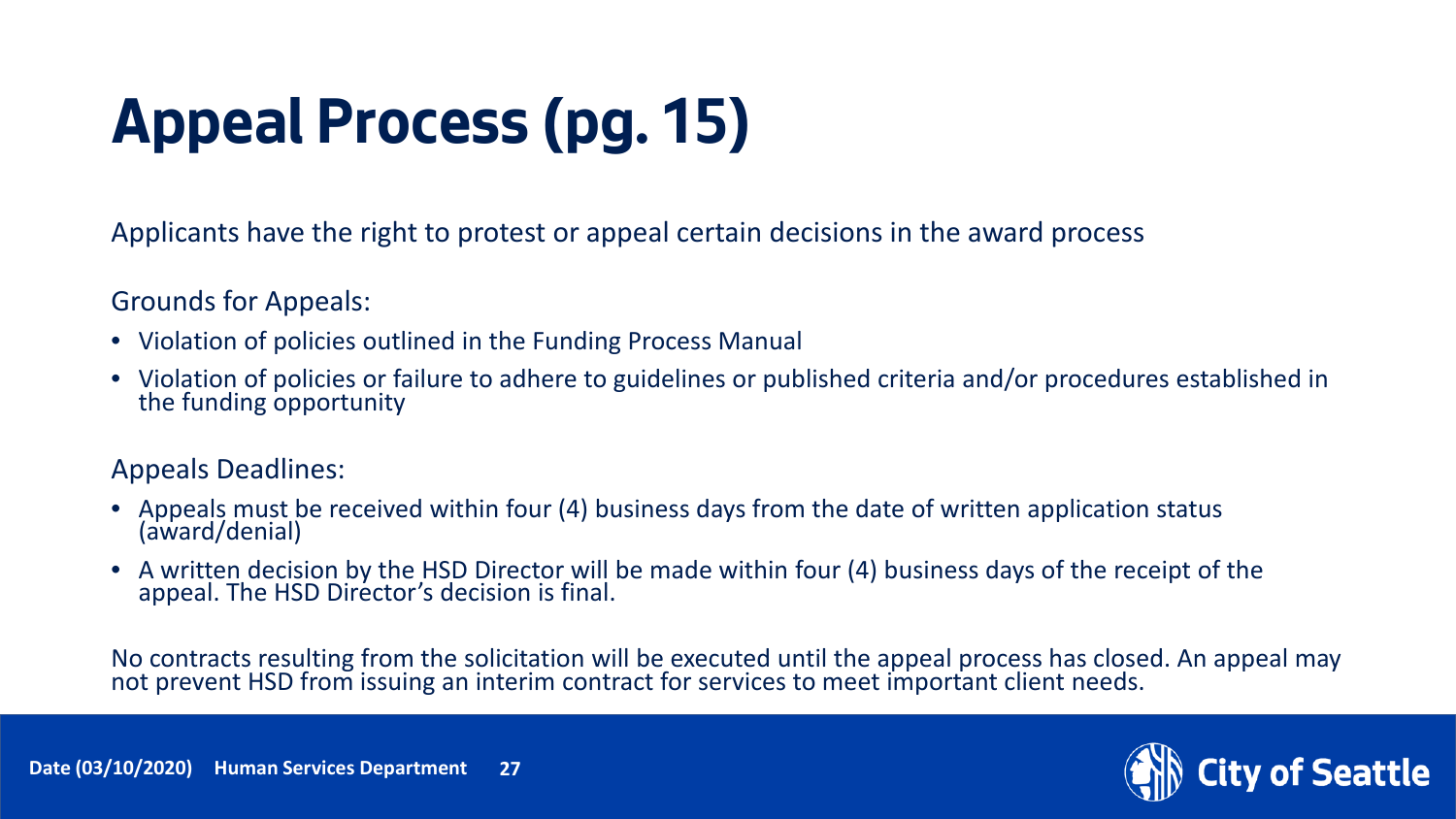# Appeal Process (pg. 15)

Applicants have the right to protest or appeal certain decisions in the award process

Grounds for Appeals:

- Violation of policies outlined in the Funding Process Manual
- Violation of policies or failure to adhere to guidelines or published criteria and/or procedures established in the funding opportunity

Appeals Deadlines:

- Appeals must be received within four (4) business days from the date of written application status (award/denial)
- A written decision by the HSD Director will be made within four (4) business days of the receipt of the appeal. The HSD Director's decision is final.

No contracts resulting from the solicitation will be executed until the appeal process has closed. An appeal may not prevent HSD from issuing an interim contract for services to meet important client needs.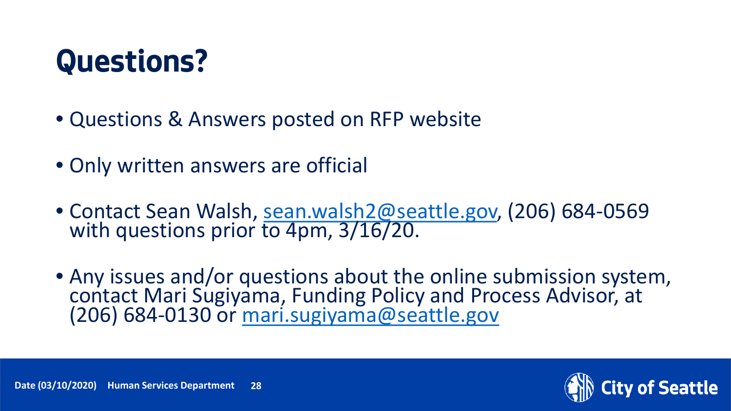# Questions?

- Questions & Answers posted on RFP website
- Only written answers are official
- Contact Sean Walsh, sean.walsh2@seattle.gov, (206) 684-0569 with questions prior to 4pm, 3/16/20.
- Any issues and/or questions about the online submission system, contact Mari Sugiyama, Funding Policy and Process Advisor, at (206) 684-0130 or mari.sugiyama@seattle.gov